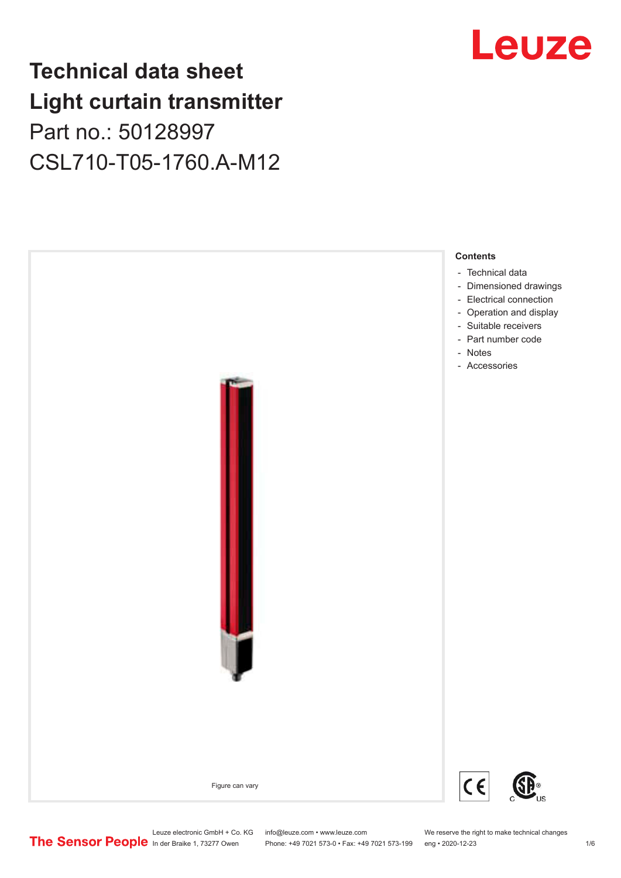# Technical data sheet
# Light curtain transmitter

Part no.: 50128997

CSL710-T05-1760.A-M12

Figure can vary

**Contents**

- Technical data
- Dimensioned drawings
- Electrical connection
- Operation and display
- Suitable receivers
- Part number code
- Notes
- Accessories

Leuze electronic GmbH + Co. KG
In der Braike 1, 73277 Owen

info@leuze.com • www.leuze.com
Phone: +49 7021 573-0 • Fax: +49 7021 573-199

We reserve the right to make technical changes
eng • 2020-12-23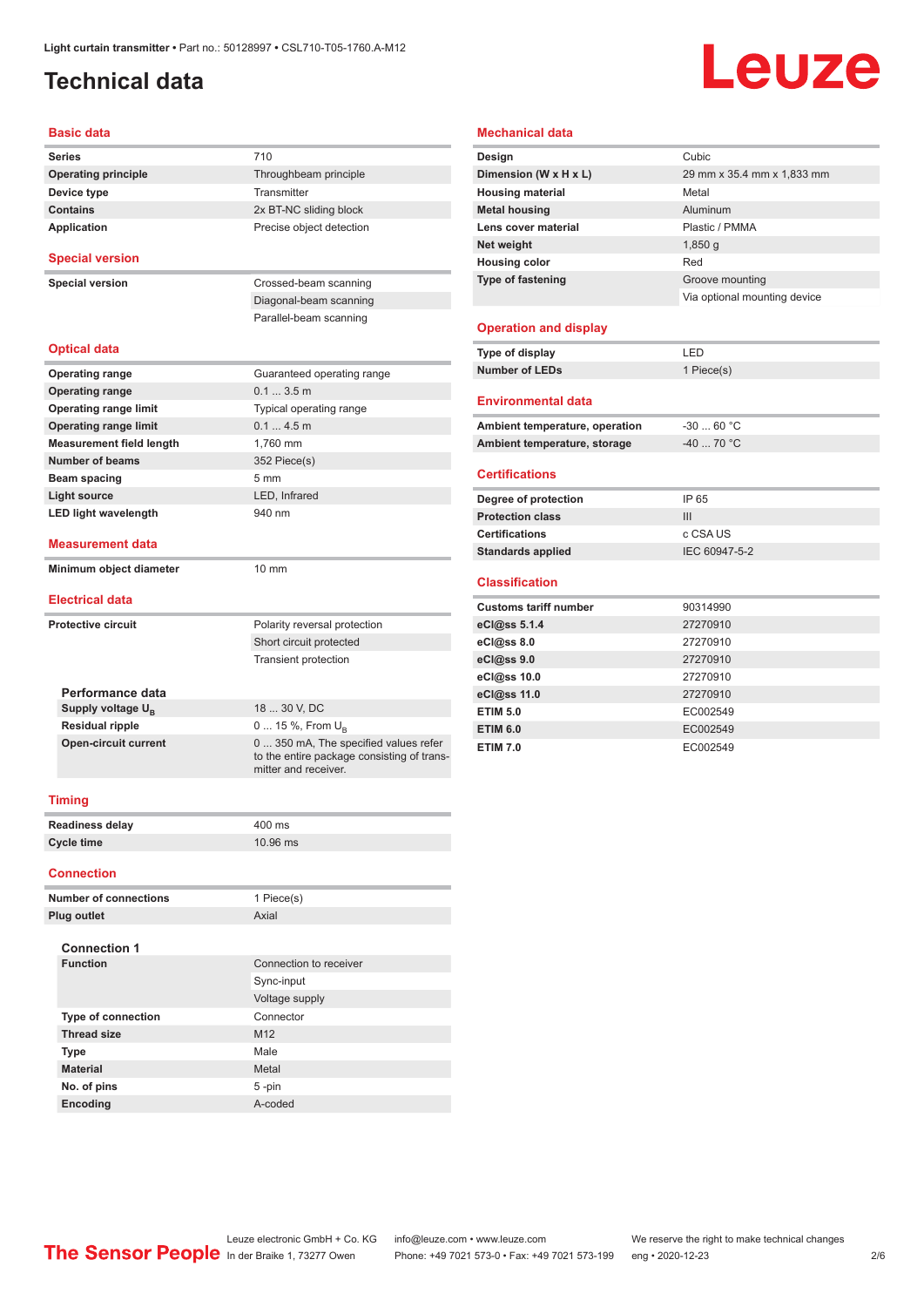# Technical data

## Basic data

| | |
|---|---|
| **Series** | 710 |
| **Operating principle** | Throughbeam principle |
| **Device type** | Transmitter |
| **Contains** | 2x BT-NC sliding block |
| **Application** | Precise object detection |

## Special version

| | |
|---|---|
| **Special version** | Crossed-beam scanning |
| | Diagonal-beam scanning |
| | Parallel-beam scanning |

## Optical data

| | |
|---|---|
| **Operating range** | Guaranteed operating range |
| **Operating range** | 0.1 ... 3.5 m |
| **Operating range limit** | Typical operating range |
| **Operating range limit** | 0.1 ... 4.5 m |
| **Measurement field length** | 1,760 mm |
| **Number of beams** | 352 Piece(s) |
| **Beam spacing** | 5 mm |
| **Light source** | LED, Infrared |
| **LED light wavelength** | 940 nm |

## Measurement data

| | |
|---|---|
| **Minimum object diameter** | 10 mm |

## Electrical data

| | |
|---|---|
| **Protective circuit** | Polarity reversal protection |
| | Short circuit protected |
| | Transient protection |

### Performance data

| | |
|---|---|
| **Supply voltage $U_B$** | 18 ... 30 V, DC |
| **Residual ripple** | 0 ... 15 %, From $U_B$ |
| **Open-circuit current** | 0 ... 350 mA, The specified values refer to the entire package consisting of transmitter and receiver. |

## Timing

| | |
|---|---|
| **Readiness delay** | 400 ms |
| **Cycle time** | 10.96 ms |

## Connection

| | |
|---|---|
| **Number of connections** | 1 Piece(s) |
| **Plug outlet** | Axial |

### Connection 1

| | |
|---|---|
| **Function** | Connection to receiver |
| | Sync-input |
| | Voltage supply |
| **Type of connection** | Connector |
| **Thread size** | M12 |
| **Type** | Male |
| **Material** | Metal |
| **No. of pins** | 5 -pin |
| **Encoding** | A-coded |

## Mechanical data

| | |
|---|---|
| **Design** | Cubic |
| **Dimension (W x H x L)** | 29 mm x 35.4 mm x 1,833 mm |
| **Housing material** | Metal |
| **Metal housing** | Aluminum |
| **Lens cover material** | Plastic / PMMA |
| **Net weight** | 1,850 g |
| **Housing color** | Red |
| **Type of fastening** | Groove mounting |
| | Via optional mounting device |

## Operation and display

| | |
|---|---|
| **Type of display** | LED |
| **Number of LEDs** | 1 Piece(s) |

## Environmental data

| | |
|---|---|
| **Ambient temperature, operation** | -30 ... 60 °C |
| **Ambient temperature, storage** | -40 ... 70 °C |

## Certifications

| | |
|---|---|
| **Degree of protection** | IP 65 |
| **Protection class** | III |
| **Certifications** | c CSA US |
| **Standards applied** | IEC 60947-5-2 |

## Classification

| | |
|---|---|
| **Customs tariff number** | 90314990 |
| **eCl@ss 5.1.4** | 27270910 |
| **eCl@ss 8.0** | 27270910 |
| **eCl@ss 9.0** | 27270910 |
| **eCl@ss 10.0** | 27270910 |
| **eCl@ss 11.0** | 27270910 |
| **ETIM 5.0** | EC002549 |
| **ETIM 6.0** | EC002549 |
| **ETIM 7.0** | EC002549 |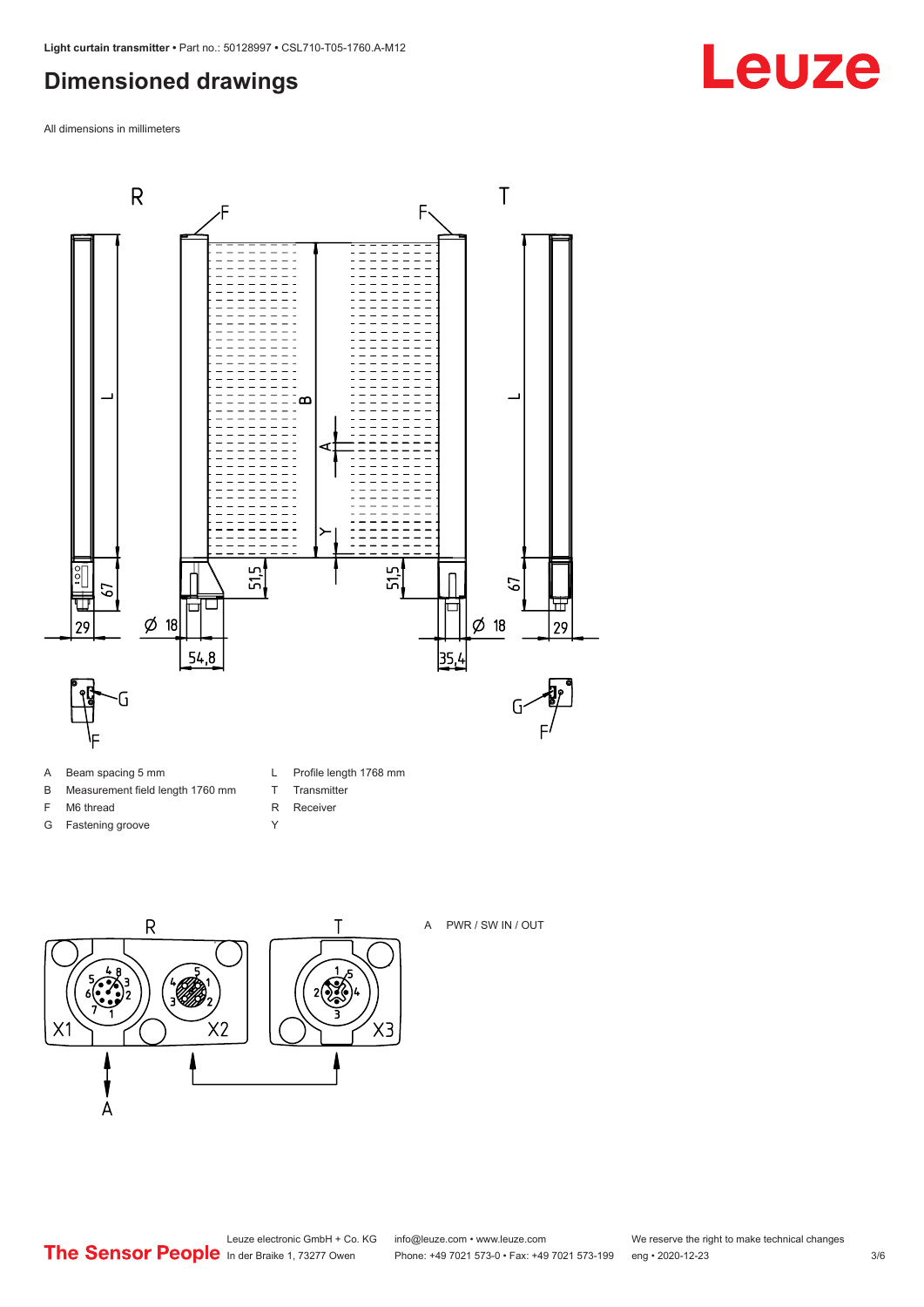## Dimensioned drawings

All dimensions in millimeters

| | | | |
|---|---|---|---|
| A | Beam spacing 5 mm | L | Profile length 1768 mm |
| B | Measurement field length 1760 mm | T | Transmitter |
| F | M6 thread | R | Receiver |
| G | Fastening groove | Y | |

A PWR / SW IN / OUT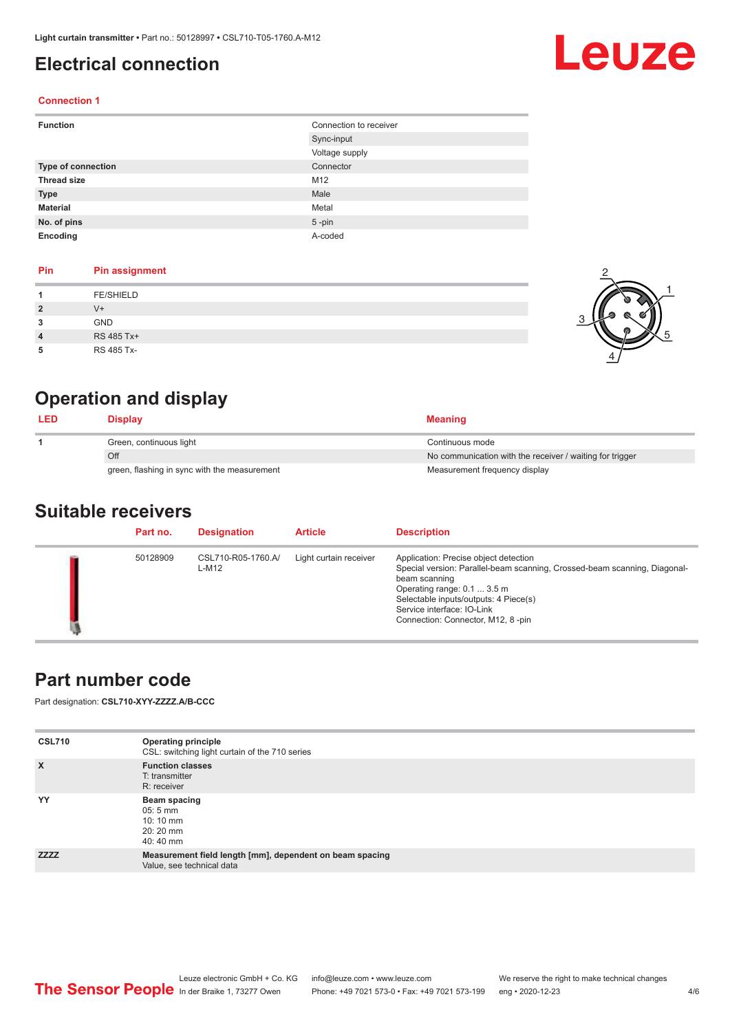# Electrical connection

### Connection 1

| Function | Connection to receiver |
|---|---|
| | Sync-input |
| | Voltage supply |
| **Type of connection** | Connector |
| **Thread size** | M12 |
| **Type** | Male |
| **Material** | Metal |
| **No. of pins** | 5 -pin |
| **Encoding** | A-coded |

| Pin | Pin assignment |
|---|---|
| 1 | FE/SHIELD |
| 2 | V+ |
| 3 | GND |
| 4 | RS 485 Tx+ |
| 5 | RS 485 Tx- |

# Operation and display

| LED | Display | Meaning |
|---|---|---|
| 1 | Green, continuous light | Continuous mode |
| | Off | No communication with the receiver / waiting for trigger |
| | green, flashing in sync with the measurement | Measurement frequency display |

# Suitable receivers

| Part no. | Designation | Article | Description |
|---|---|---|---|
| 50128909 | CSL710-R05-1760.A/L-M12 | Light curtain receiver | Application: Precise object detection<br>Special version: Parallel-beam scanning, Crossed-beam scanning, Diagonal-beam scanning<br>Operating range: 0.1 ... 3.5 m<br>Selectable inputs/outputs: 4 Piece(s)<br>Service interface: IO-Link<br>Connection: Connector, M12, 8 -pin |

# Part number code

Part designation: **CSL710-XYY-ZZZZ.A/B-CCC**

| CSL710 | **Operating principle**<br>CSL: switching light curtain of the 710 series |
|---|---|
| **X** | **Function classes**<br>T: transmitter<br>R: receiver |
| **YY** | **Beam spacing**<br>05: 5 mm<br>10: 10 mm<br>20: 20 mm<br>40: 40 mm |
| **ZZZZ** | **Measurement field length [mm], dependent on beam spacing**<br>Value, see technical data |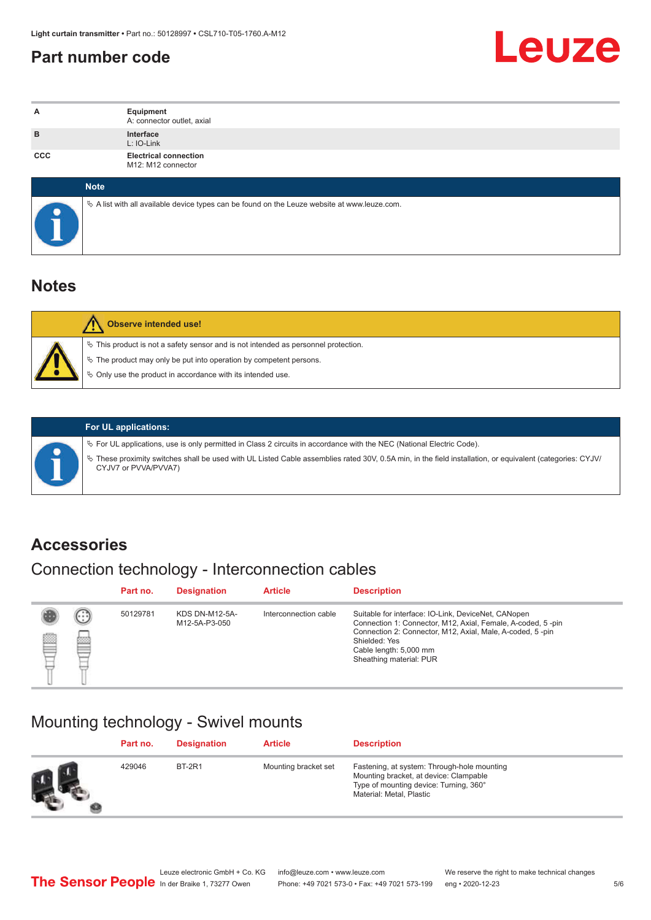# Part number code

| | |
|---|---|
| A | **Equipment**<br>A: connector outlet, axial |
| B | **Interface**<br>L: IO-Link |
| CCC | **Electrical connection**<br>M12: M12 connector |

**Note**

- A list with all available device types can be found on the Leuze website at www.leuze.com.

## Notes

**Observe intended use!**

- This product is not a safety sensor and is not intended as personnel protection.
- The product may only be put into operation by competent persons.
- Only use the product in accordance with its intended use.

**For UL applications:**

- For UL applications, use is only permitted in Class 2 circuits in accordance with the NEC (National Electric Code).
- These proximity switches shall be used with UL Listed Cable assemblies rated 30V, 0.5A min, in the field installation, or equivalent (categories: CYJV/CYJV7 or PVVA/PVVA7)

## Accessories

### Connection technology - Interconnection cables

| Part no. | Designation | Article | Description |
|---|---|---|---|
| 50129781 | KDS DN-M12-5A-M12-5A-P3-050 | Interconnection cable | Suitable for interface: IO-Link, DeviceNet, CANopen<br>Connection 1: Connector, M12, Axial, Female, A-coded, 5 -pin<br>Connection 2: Connector, M12, Axial, Male, A-coded, 5 -pin<br>Shielded: Yes<br>Cable length: 5,000 mm<br>Sheathing material: PUR |

### Mounting technology - Swivel mounts

| Part no. | Designation | Article | Description |
|---|---|---|---|
| 429046 | BT-2R1 | Mounting bracket set | Fastening, at system: Through-hole mounting<br>Mounting bracket, at device: Clampable<br>Type of mounting device: Turning, 360°<br>Material: Metal, Plastic |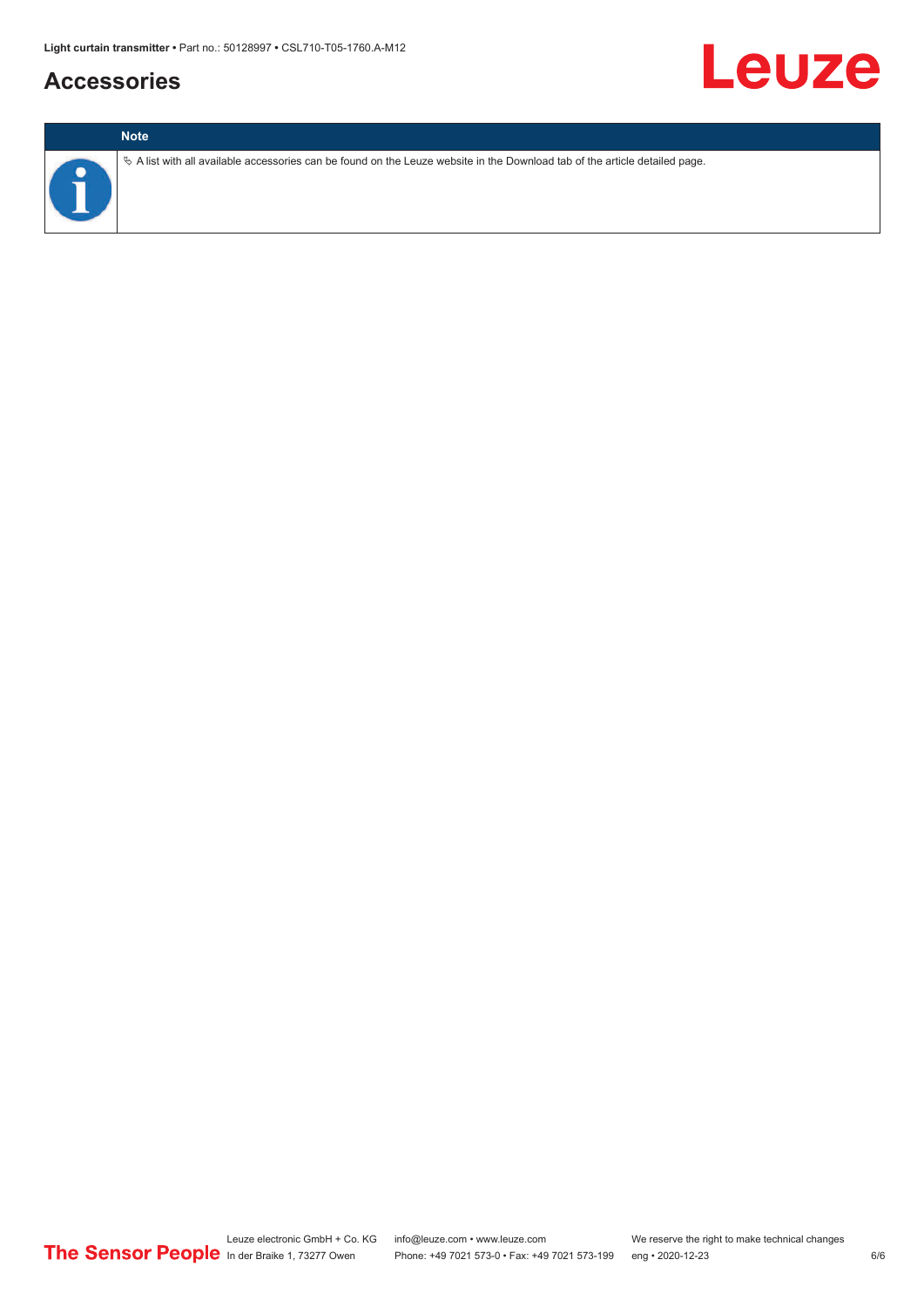## Accessories

| | Note |
|---|---|
| | ↳ A list with all available accessories can be found on the Leuze website in the Download tab of the article detailed page. |